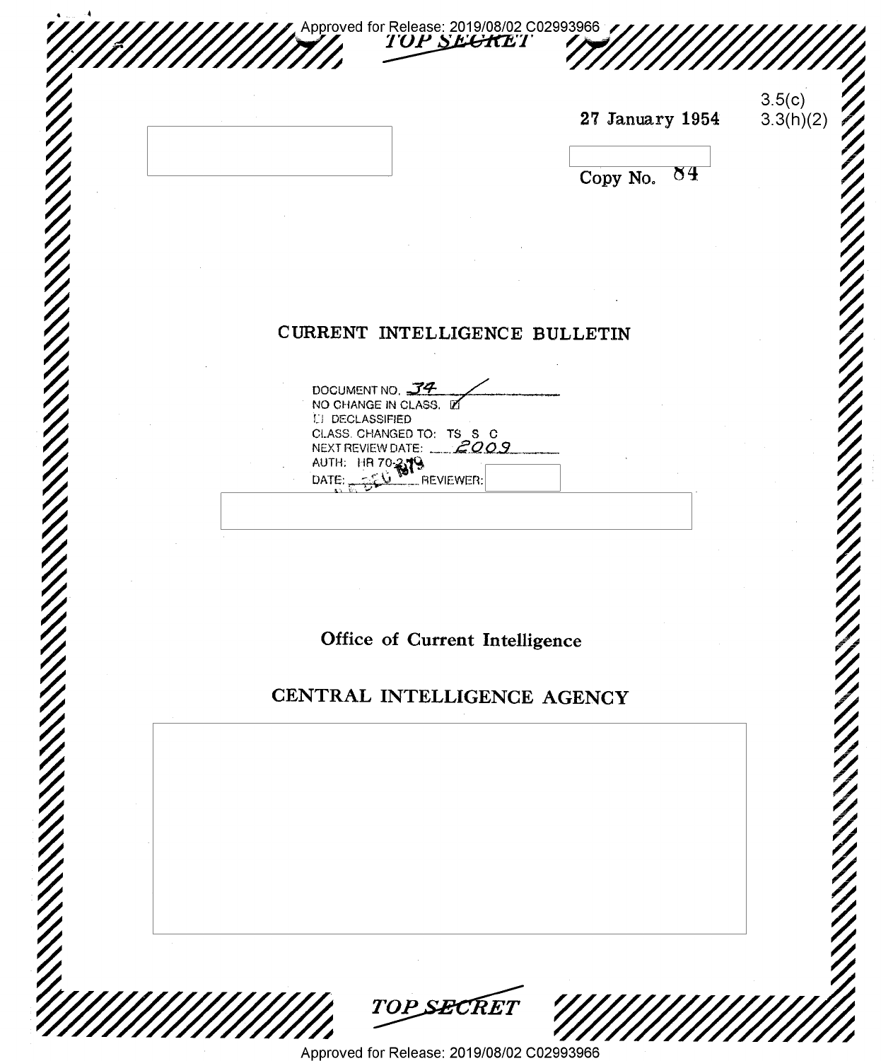TOP SECRET

3.5(c)
3.3(h)(2)

27 January 1954

Copy No. 84

# CURRENT INTELLIGENCE BULLETIN

DOCUMENT NO. 34
NO CHANGE IN CLASS. ☒
☐ DECLASSIFIED
CLASS. CHANGED TO: TS S C
NEXT REVIEW DATE: 2009
AUTH: HR 70-2
DATE: DEC 1979 REVIEWER:

## Office of Current Intelligence

## CENTRAL INTELLIGENCE AGENCY

TOP SECRET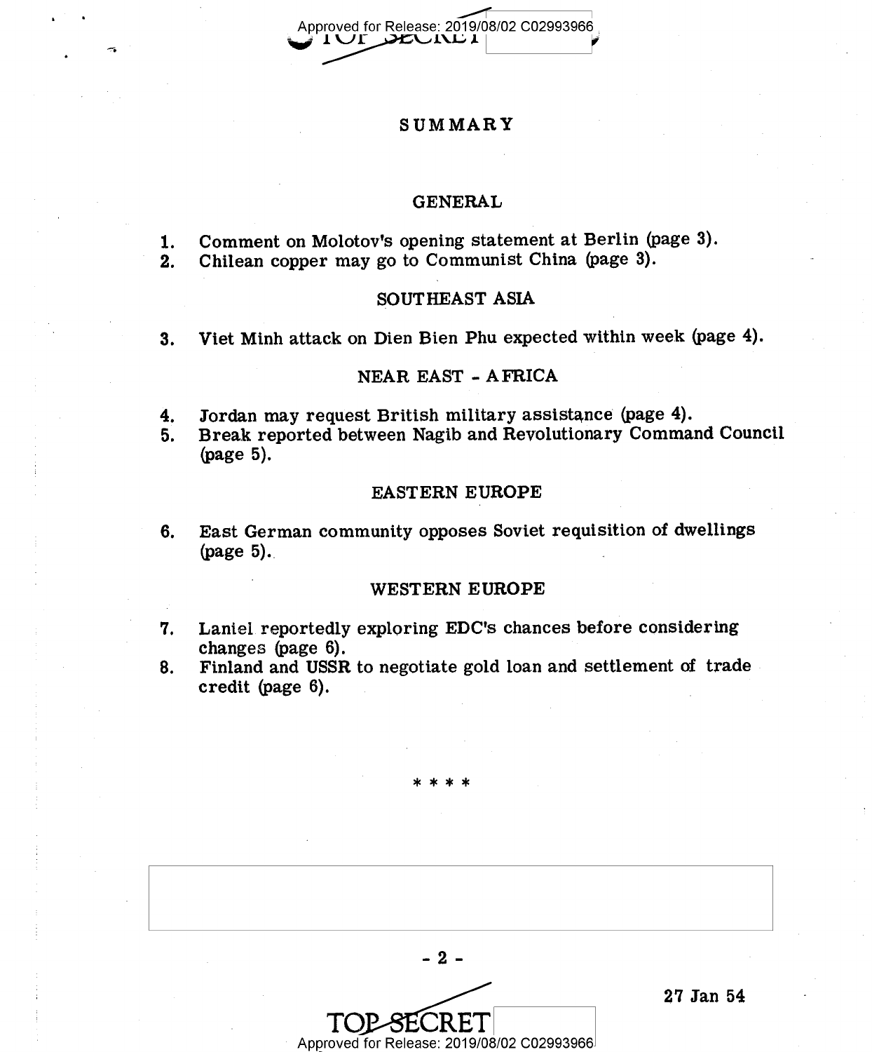# SUMMARY

## GENERAL

1. Comment on Molotov's opening statement at Berlin (page 3).
2. Chilean copper may go to Communist China (page 3).

## SOUTHEAST ASIA

3. Viet Minh attack on Dien Bien Phu expected within week (page 4).

## NEAR EAST - AFRICA

4. Jordan may request British military assistance (page 4).
5. Break reported between Nagib and Revolutionary Command Council (page 5).

## EASTERN EUROPE

6. East German community opposes Soviet requisition of dwellings (page 5).

## WESTERN EUROPE

7. Laniel reportedly exploring EDC's chances before considering changes (page 6).
8. Finland and USSR to negotiate gold loan and settlement of trade credit (page 6).

\* \* \* \*

27 Jan 54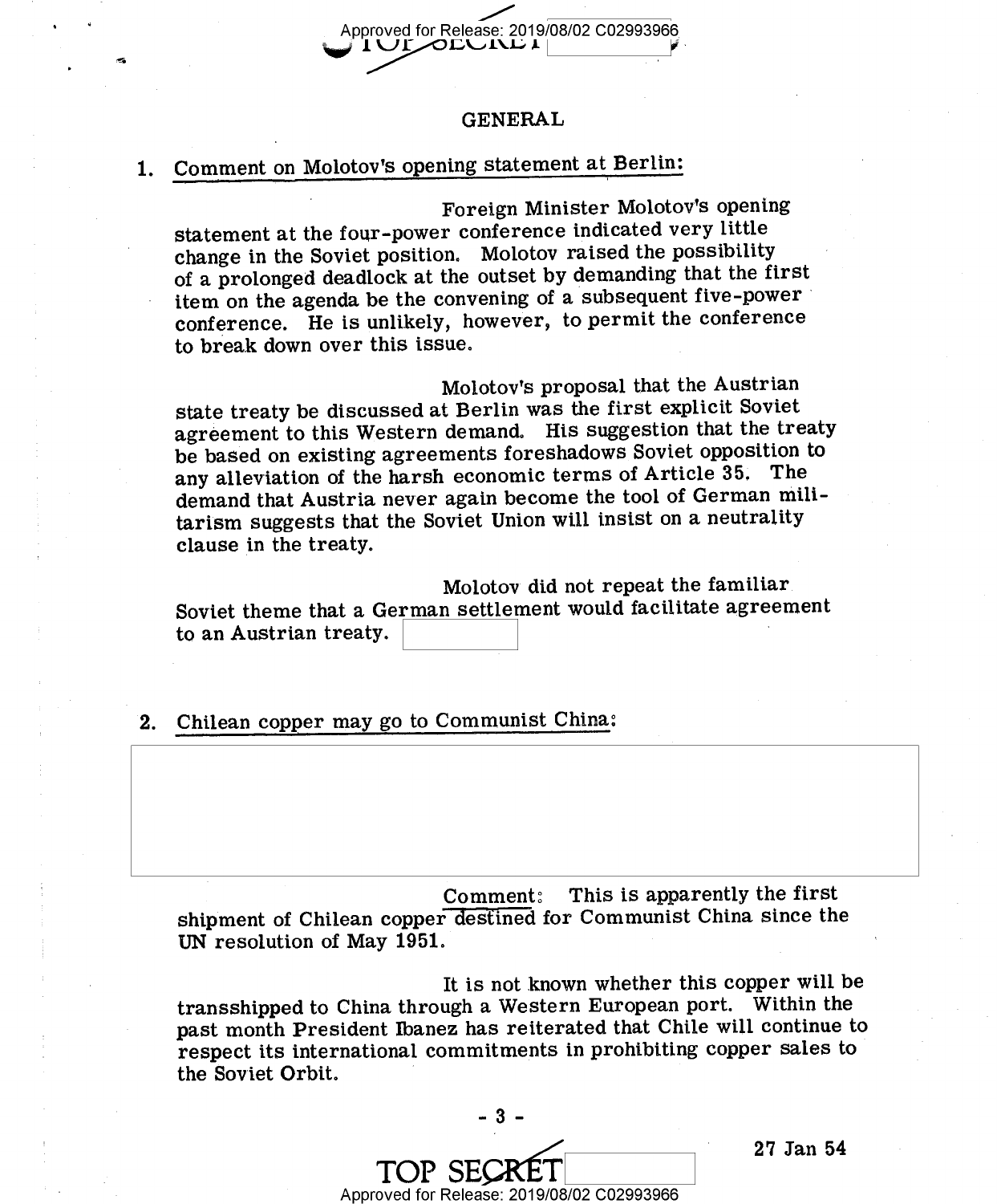## GENERAL

1. Comment on Molotov's opening statement at Berlin:

Foreign Minister Molotov's opening statement at the four-power conference indicated very little change in the Soviet position. Molotov raised the possibility of a prolonged deadlock at the outset by demanding that the first item on the agenda be the convening of a subsequent five-power conference. He is unlikely, however, to permit the conference to break down over this issue.

Molotov's proposal that the Austrian state treaty be discussed at Berlin was the first explicit Soviet agreement to this Western demand. His suggestion that the treaty be based on existing agreements foreshadows Soviet opposition to any alleviation of the harsh economic terms of Article 35. The demand that Austria never again become the tool of German militarism suggests that the Soviet Union will insist on a neutrality clause in the treaty.

Molotov did not repeat the familiar Soviet theme that a German settlement would facilitate agreement to an Austrian treaty.

2. Chilean copper may go to Communist China:

Comment: This is apparently the first shipment of Chilean copper destined for Communist China since the UN resolution of May 1951.

It is not known whether this copper will be transshipped to China through a Western European port. Within the past month President Ibanez has reiterated that Chile will continue to respect its international commitments in prohibiting copper sales to the Soviet Orbit.

27 Jan 54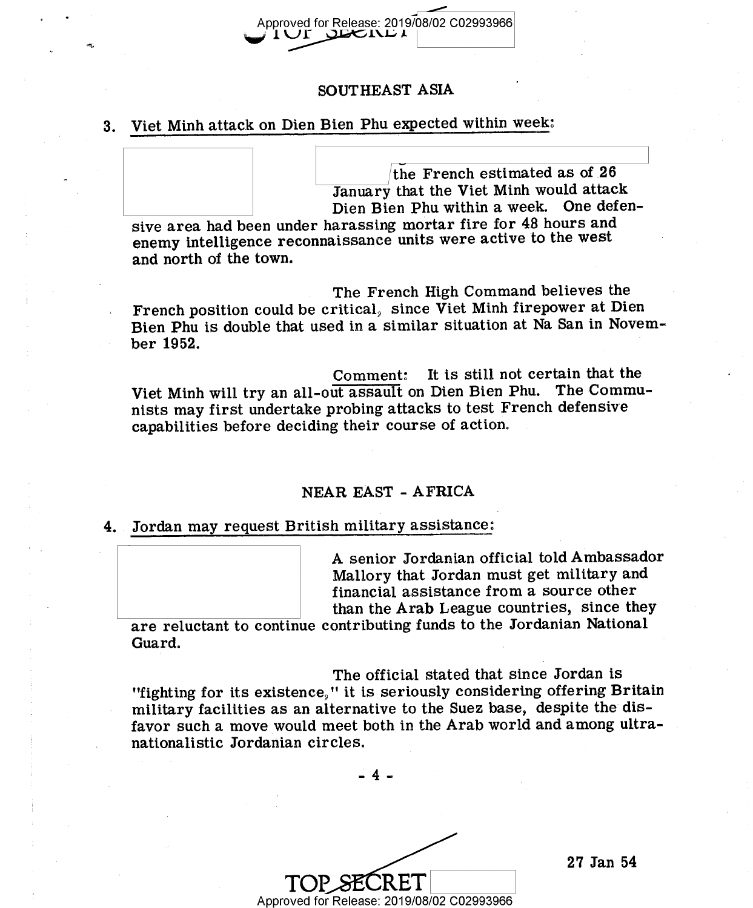## SOUTHEAST ASIA

3. Viet Minh attack on Dien Bien Phu expected within week:

the French estimated as of 26 January that the Viet Minh would attack Dien Bien Phu within a week. One defensive area had been under harassing mortar fire for 48 hours and enemy intelligence reconnaissance units were active to the west and north of the town.

The French High Command believes the French position could be critical, since Viet Minh firepower at Dien Bien Phu is double that used in a similar situation at Na San in November 1952.

Comment: It is still not certain that the Viet Minh will try an all-out assault on Dien Bien Phu. The Communists may first undertake probing attacks to test French defensive capabilities before deciding their course of action.

## NEAR EAST - AFRICA

4. Jordan may request British military assistance:

A senior Jordanian official told Ambassador Mallory that Jordan must get military and financial assistance from a source other than the Arab League countries, since they are reluctant to continue contributing funds to the Jordanian National Guard.

The official stated that since Jordan is "fighting for its existence," it is seriously considering offering Britain military facilities as an alternative to the Suez base, despite the disfavor such a move would meet both in the Arab world and among ultra-nationalistic Jordanian circles.

27 Jan 54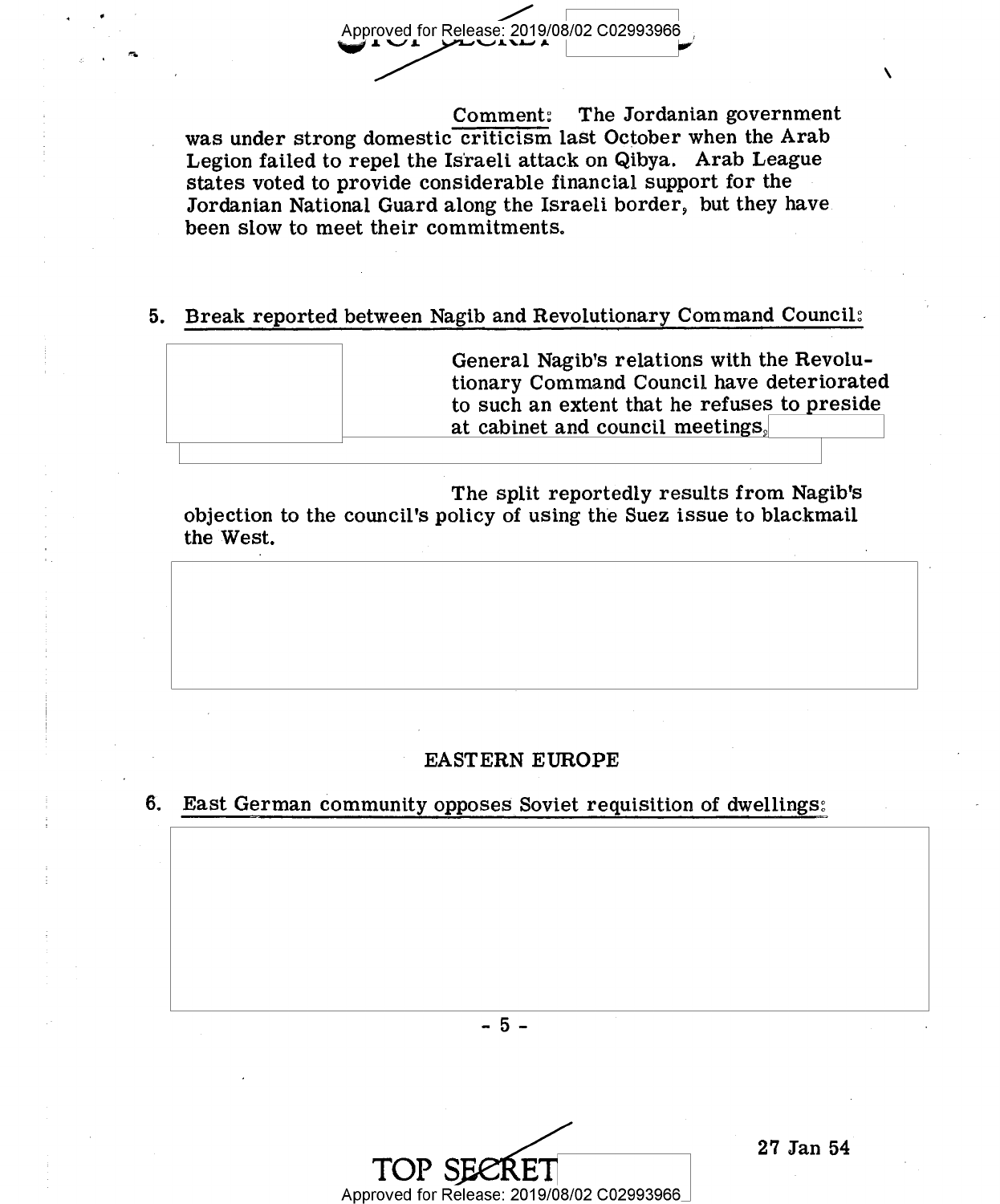Comment: The Jordanian government was under strong domestic criticism last October when the Arab Legion failed to repel the Israeli attack on Qibya. Arab League states voted to provide considerable financial support for the Jordanian National Guard along the Israeli border, but they have been slow to meet their commitments.

5. Break reported between Nagib and Revolutionary Command Council:

General Nagib's relations with the Revolutionary Command Council have deteriorated to such an extent that he refuses to preside at cabinet and council meetings,

The split reportedly results from Nagib's objection to the council's policy of using the Suez issue to blackmail the West.

## EASTERN EUROPE

6. East German community opposes Soviet requisition of dwellings:

27 Jan 54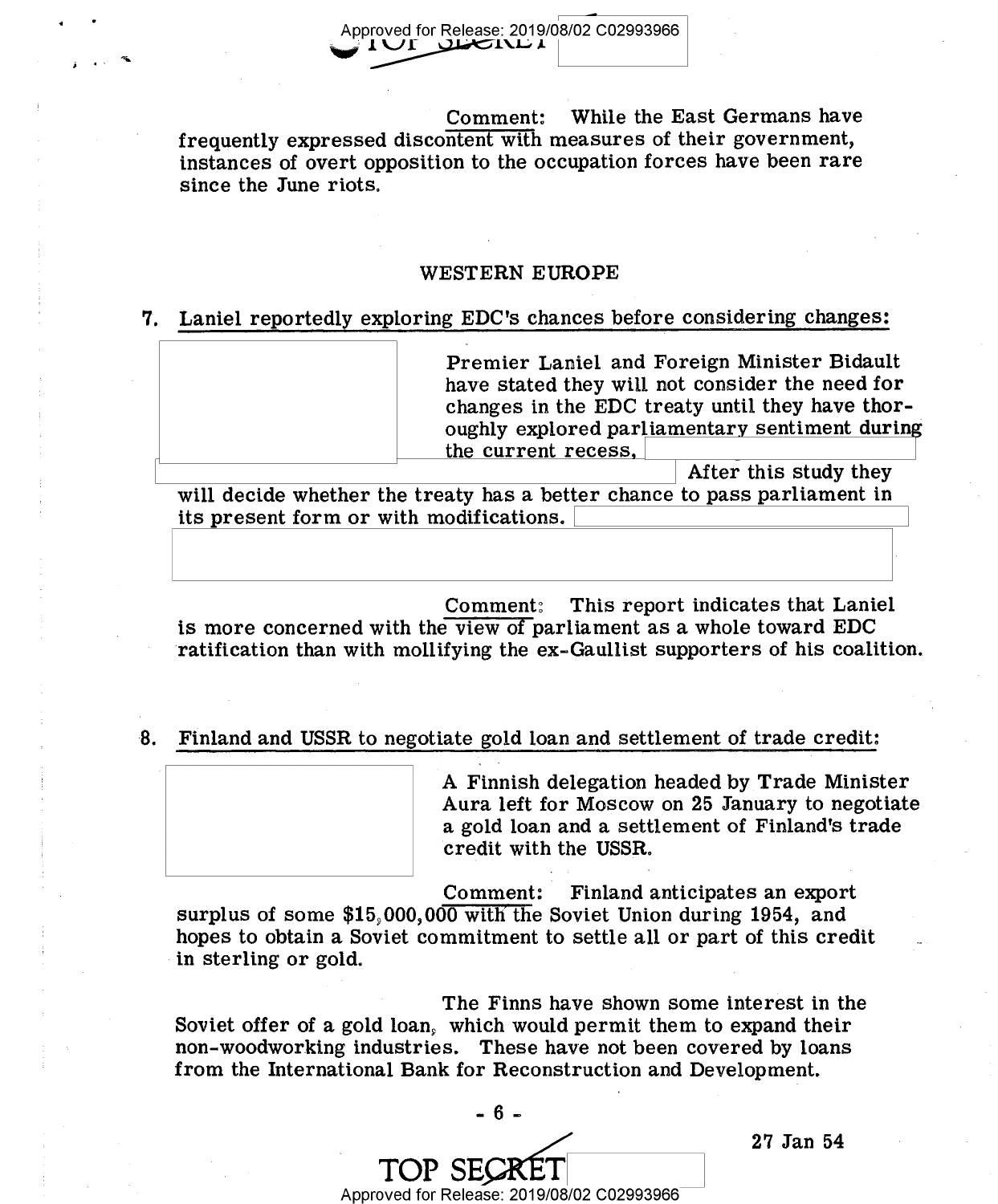Comment: While the East Germans have frequently expressed discontent with measures of their government, instances of overt opposition to the occupation forces have been rare since the June riots.

## WESTERN EUROPE

7. Laniel reportedly exploring EDC's chances before considering changes:

Premier Laniel and Foreign Minister Bidault have stated they will not consider the need for changes in the EDC treaty until they have thoroughly explored parliamentary sentiment during the current recess, After this study they will decide whether the treaty has a better chance to pass parliament in its present form or with modifications.

Comment: This report indicates that Laniel is more concerned with the view of parliament as a whole toward EDC ratification than with mollifying the ex-Gaullist supporters of his coalition.

8. Finland and USSR to negotiate gold loan and settlement of trade credit:

A Finnish delegation headed by Trade Minister Aura left for Moscow on 25 January to negotiate a gold loan and a settlement of Finland's trade credit with the USSR.

Comment: Finland anticipates an export surplus of some $15,000,000 with the Soviet Union during 1954, and hopes to obtain a Soviet commitment to settle all or part of this credit in sterling or gold.

The Finns have shown some interest in the Soviet offer of a gold loan, which would permit them to expand their non-woodworking industries. These have not been covered by loans from the International Bank for Reconstruction and Development.

27 Jan 54